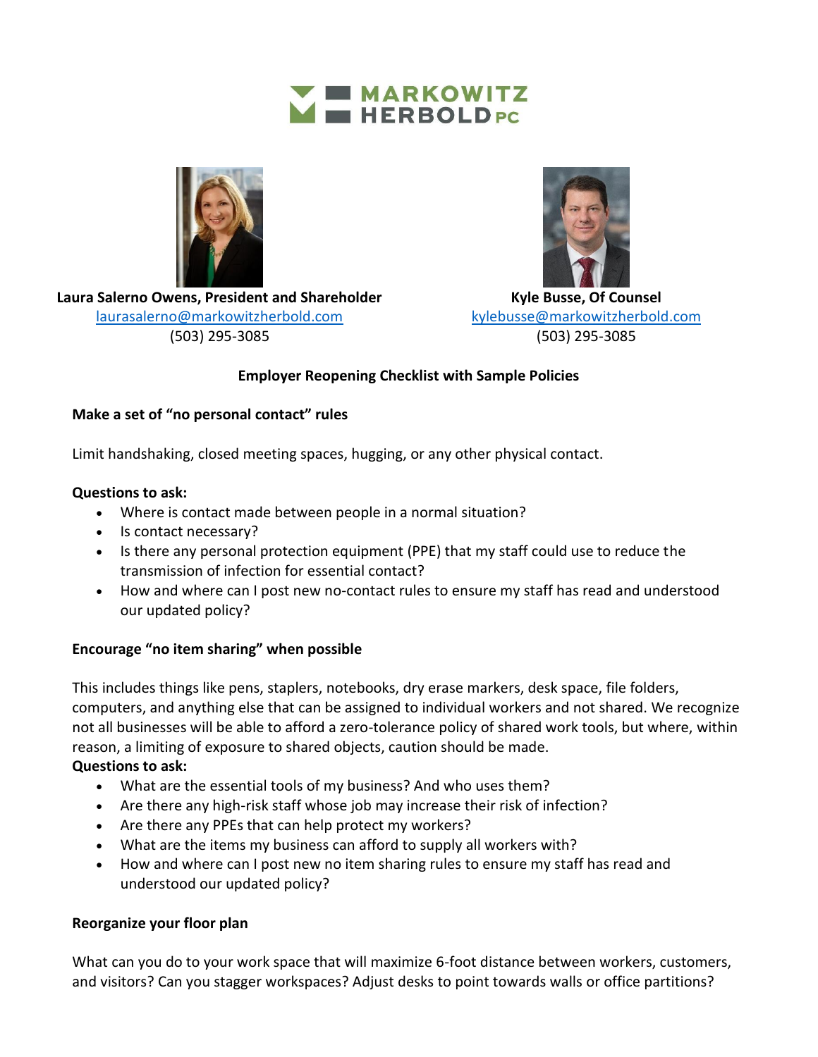MARKOWITZ HERBOLD PC

**Laura Salerno Owens, President and Shareholder**
laurasalerno@markowitzherbold.com
(503) 295-3085

**Kyle Busse, Of Counsel**
kylebusse@markowitzherbold.com
(503) 295-3085

## Employer Reopening Checklist with Sample Policies

### Make a set of "no personal contact" rules

Limit handshaking, closed meeting spaces, hugging, or any other physical contact.

**Questions to ask:**

- Where is contact made between people in a normal situation?
- Is contact necessary?
- Is there any personal protection equipment (PPE) that my staff could use to reduce the transmission of infection for essential contact?
- How and where can I post new no-contact rules to ensure my staff has read and understood our updated policy?

### Encourage "no item sharing" when possible

This includes things like pens, staplers, notebooks, dry erase markers, desk space, file folders, computers, and anything else that can be assigned to individual workers and not shared. We recognize not all businesses will be able to afford a zero-tolerance policy of shared work tools, but where, within reason, a limiting of exposure to shared objects, caution should be made.

**Questions to ask:**

- What are the essential tools of my business? And who uses them?
- Are there any high-risk staff whose job may increase their risk of infection?
- Are there any PPEs that can help protect my workers?
- What are the items my business can afford to supply all workers with?
- How and where can I post new no item sharing rules to ensure my staff has read and understood our updated policy?

### Reorganize your floor plan

What can you do to your work space that will maximize 6-foot distance between workers, customers, and visitors? Can you stagger workspaces? Adjust desks to point towards walls or office partitions?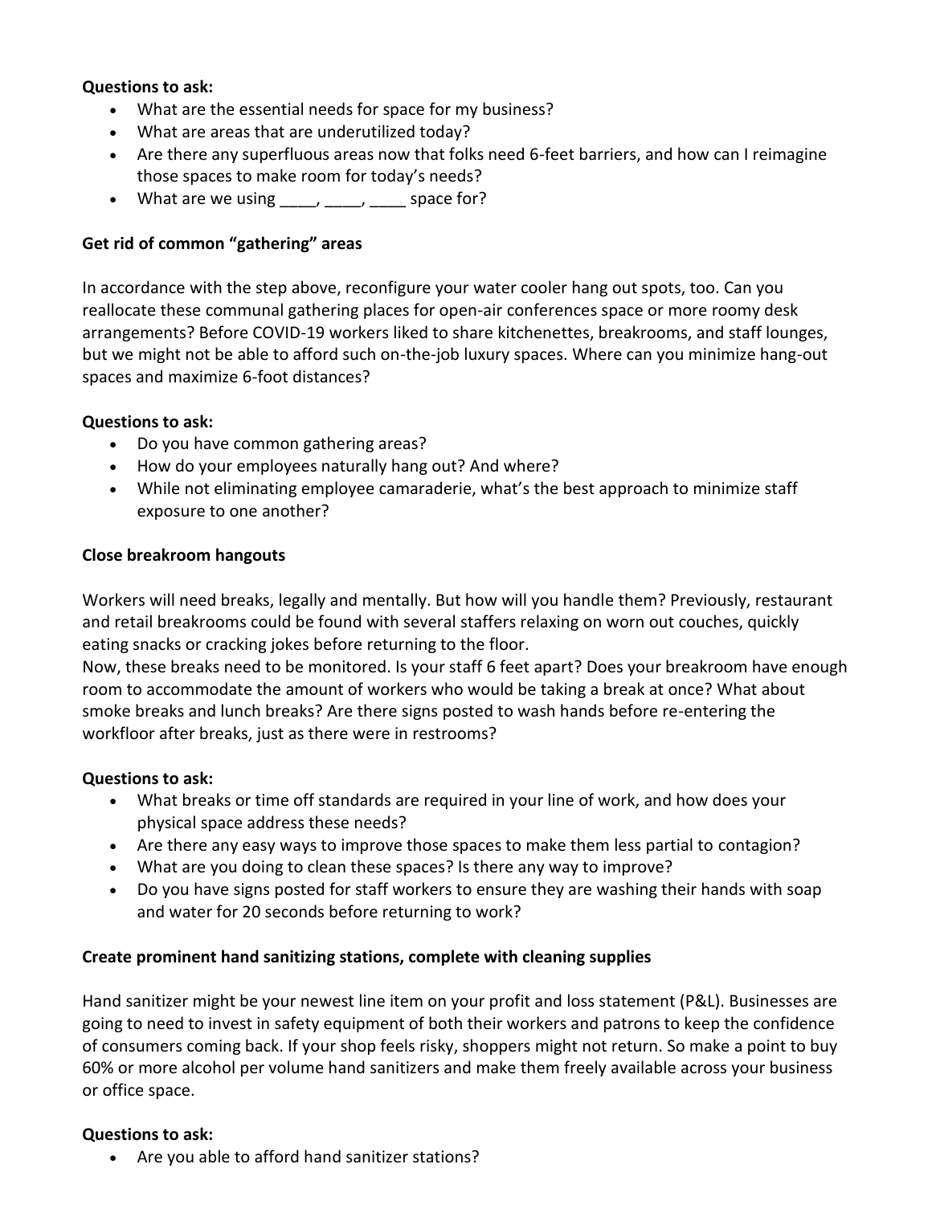**Questions to ask:**

- What are the essential needs for space for my business?
- What are areas that are underutilized today?
- Are there any superfluous areas now that folks need 6-feet barriers, and how can I reimagine those spaces to make room for today's needs?
- What are we using ____, ____, ____ space for?

**Get rid of common "gathering" areas**

In accordance with the step above, reconfigure your water cooler hang out spots, too. Can you reallocate these communal gathering places for open-air conferences space or more roomy desk arrangements? Before COVID-19 workers liked to share kitchenettes, breakrooms, and staff lounges, but we might not be able to afford such on-the-job luxury spaces. Where can you minimize hang-out spaces and maximize 6-foot distances?

**Questions to ask:**

- Do you have common gathering areas?
- How do your employees naturally hang out? And where?
- While not eliminating employee camaraderie, what's the best approach to minimize staff exposure to one another?

**Close breakroom hangouts**

Workers will need breaks, legally and mentally. But how will you handle them? Previously, restaurant and retail breakrooms could be found with several staffers relaxing on worn out couches, quickly eating snacks or cracking jokes before returning to the floor.
Now, these breaks need to be monitored. Is your staff 6 feet apart? Does your breakroom have enough room to accommodate the amount of workers who would be taking a break at once? What about smoke breaks and lunch breaks? Are there signs posted to wash hands before re-entering the workfloor after breaks, just as there were in restrooms?

**Questions to ask:**

- What breaks or time off standards are required in your line of work, and how does your physical space address these needs?
- Are there any easy ways to improve those spaces to make them less partial to contagion?
- What are you doing to clean these spaces? Is there any way to improve?
- Do you have signs posted for staff workers to ensure they are washing their hands with soap and water for 20 seconds before returning to work?

**Create prominent hand sanitizing stations, complete with cleaning supplies**

Hand sanitizer might be your newest line item on your profit and loss statement (P&L). Businesses are going to need to invest in safety equipment of both their workers and patrons to keep the confidence of consumers coming back. If your shop feels risky, shoppers might not return. So make a point to buy 60% or more alcohol per volume hand sanitizers and make them freely available across your business or office space.

**Questions to ask:**

- Are you able to afford hand sanitizer stations?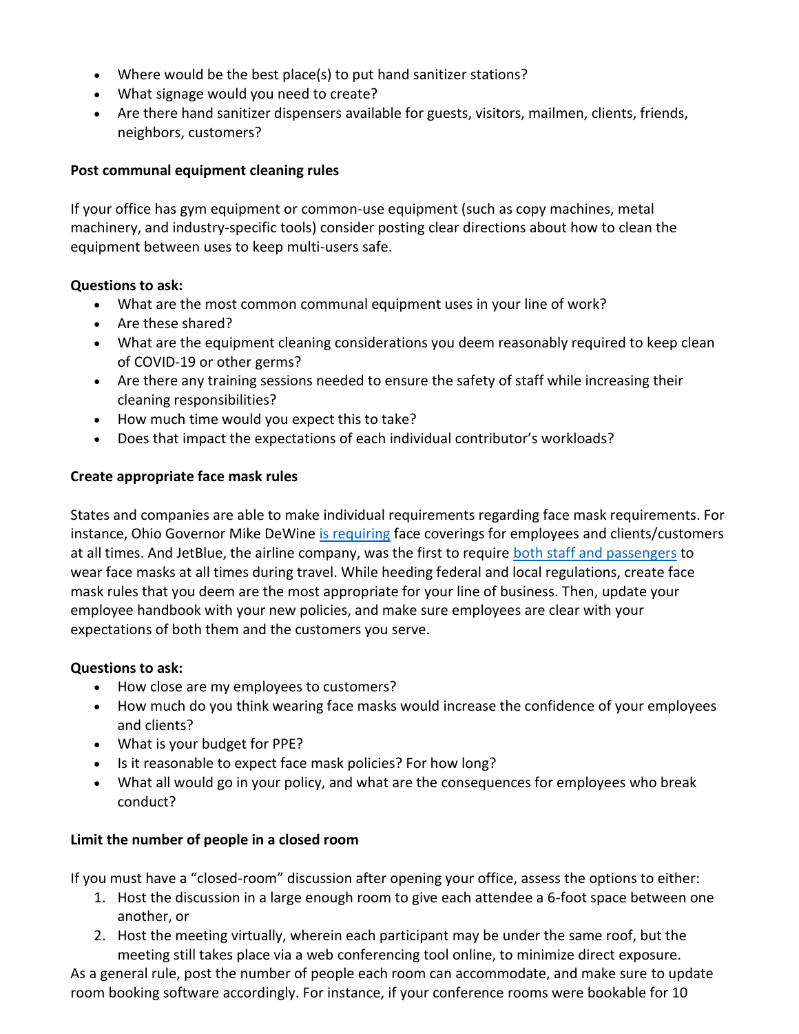- Where would be the best place(s) to put hand sanitizer stations?
- What signage would you need to create?
- Are there hand sanitizer dispensers available for guests, visitors, mailmen, clients, friends, neighbors, customers?

**Post communal equipment cleaning rules**

If your office has gym equipment or common-use equipment (such as copy machines, metal machinery, and industry-specific tools) consider posting clear directions about how to clean the equipment between uses to keep multi-users safe.

**Questions to ask:**

- What are the most common communal equipment uses in your line of work?
- Are these shared?
- What are the equipment cleaning considerations you deem reasonably required to keep clean of COVID-19 or other germs?
- Are there any training sessions needed to ensure the safety of staff while increasing their cleaning responsibilities?
- How much time would you expect this to take?
- Does that impact the expectations of each individual contributor's workloads?

**Create appropriate face mask rules**

States and companies are able to make individual requirements regarding face mask requirements. For instance, Ohio Governor Mike DeWine is requiring face coverings for employees and clients/customers at all times. And JetBlue, the airline company, was the first to require both staff and passengers to wear face masks at all times during travel. While heeding federal and local regulations, create face mask rules that you deem are the most appropriate for your line of business. Then, update your employee handbook with your new policies, and make sure employees are clear with your expectations of both them and the customers you serve.

**Questions to ask:**

- How close are my employees to customers?
- How much do you think wearing face masks would increase the confidence of your employees and clients?
- What is your budget for PPE?
- Is it reasonable to expect face mask policies? For how long?
- What all would go in your policy, and what are the consequences for employees who break conduct?

**Limit the number of people in a closed room**

If you must have a "closed-room" discussion after opening your office, assess the options to either:

1. Host the discussion in a large enough room to give each attendee a 6-foot space between one another, or
2. Host the meeting virtually, wherein each participant may be under the same roof, but the meeting still takes place via a web conferencing tool online, to minimize direct exposure.

As a general rule, post the number of people each room can accommodate, and make sure to update room booking software accordingly. For instance, if your conference rooms were bookable for 10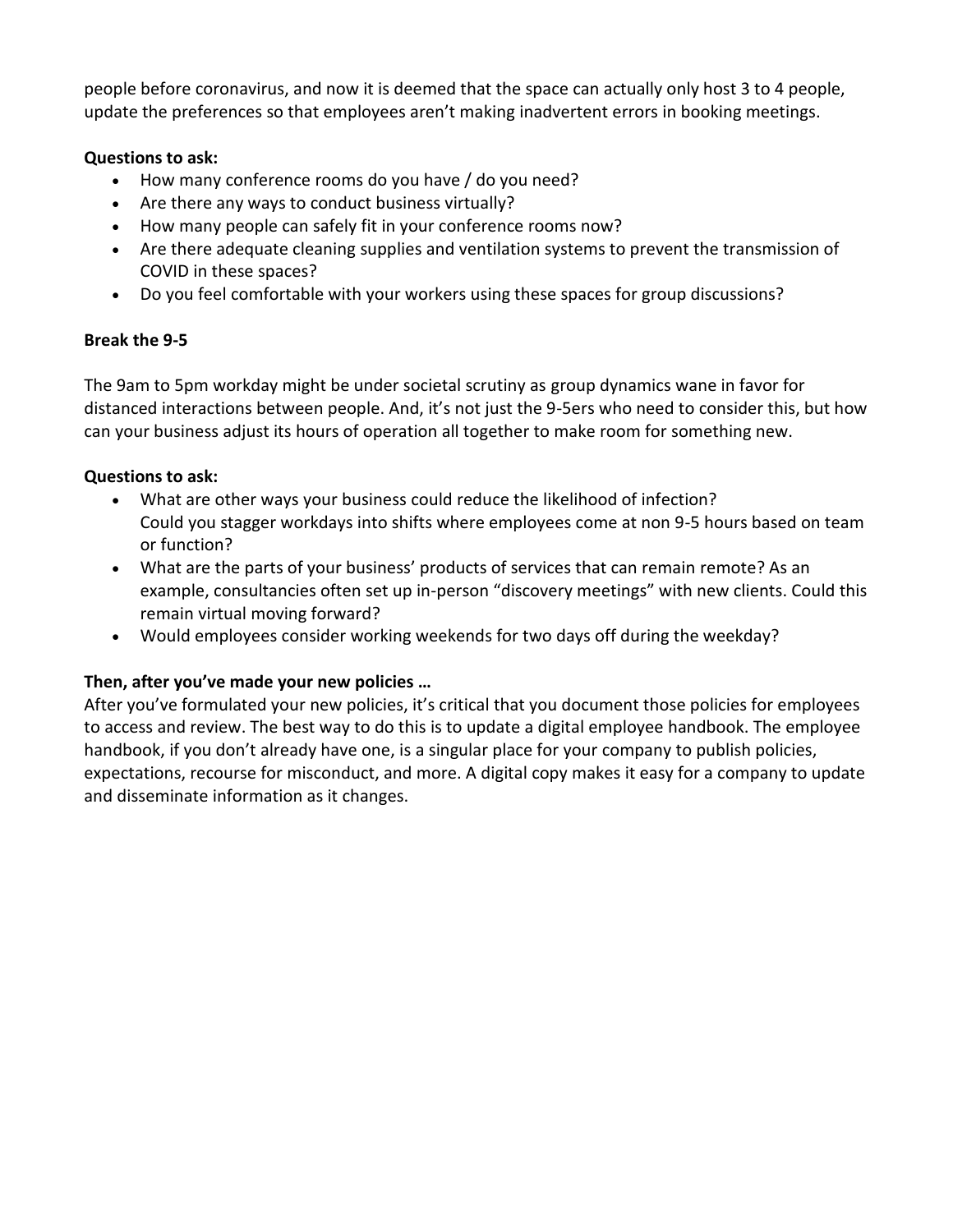people before coronavirus, and now it is deemed that the space can actually only host 3 to 4 people, update the preferences so that employees aren't making inadvertent errors in booking meetings.

**Questions to ask:**

- How many conference rooms do you have / do you need?
- Are there any ways to conduct business virtually?
- How many people can safely fit in your conference rooms now?
- Are there adequate cleaning supplies and ventilation systems to prevent the transmission of COVID in these spaces?
- Do you feel comfortable with your workers using these spaces for group discussions?

**Break the 9-5**

The 9am to 5pm workday might be under societal scrutiny as group dynamics wane in favor for distanced interactions between people. And, it's not just the 9-5ers who need to consider this, but how can your business adjust its hours of operation all together to make room for something new.

**Questions to ask:**

- What are other ways your business could reduce the likelihood of infection?
  Could you stagger workdays into shifts where employees come at non 9-5 hours based on team or function?
- What are the parts of your business' products of services that can remain remote? As an example, consultancies often set up in-person "discovery meetings" with new clients. Could this remain virtual moving forward?
- Would employees consider working weekends for two days off during the weekday?

**Then, after you've made your new policies …**

After you've formulated your new policies, it's critical that you document those policies for employees to access and review. The best way to do this is to update a digital employee handbook. The employee handbook, if you don't already have one, is a singular place for your company to publish policies, expectations, recourse for misconduct, and more. A digital copy makes it easy for a company to update and disseminate information as it changes.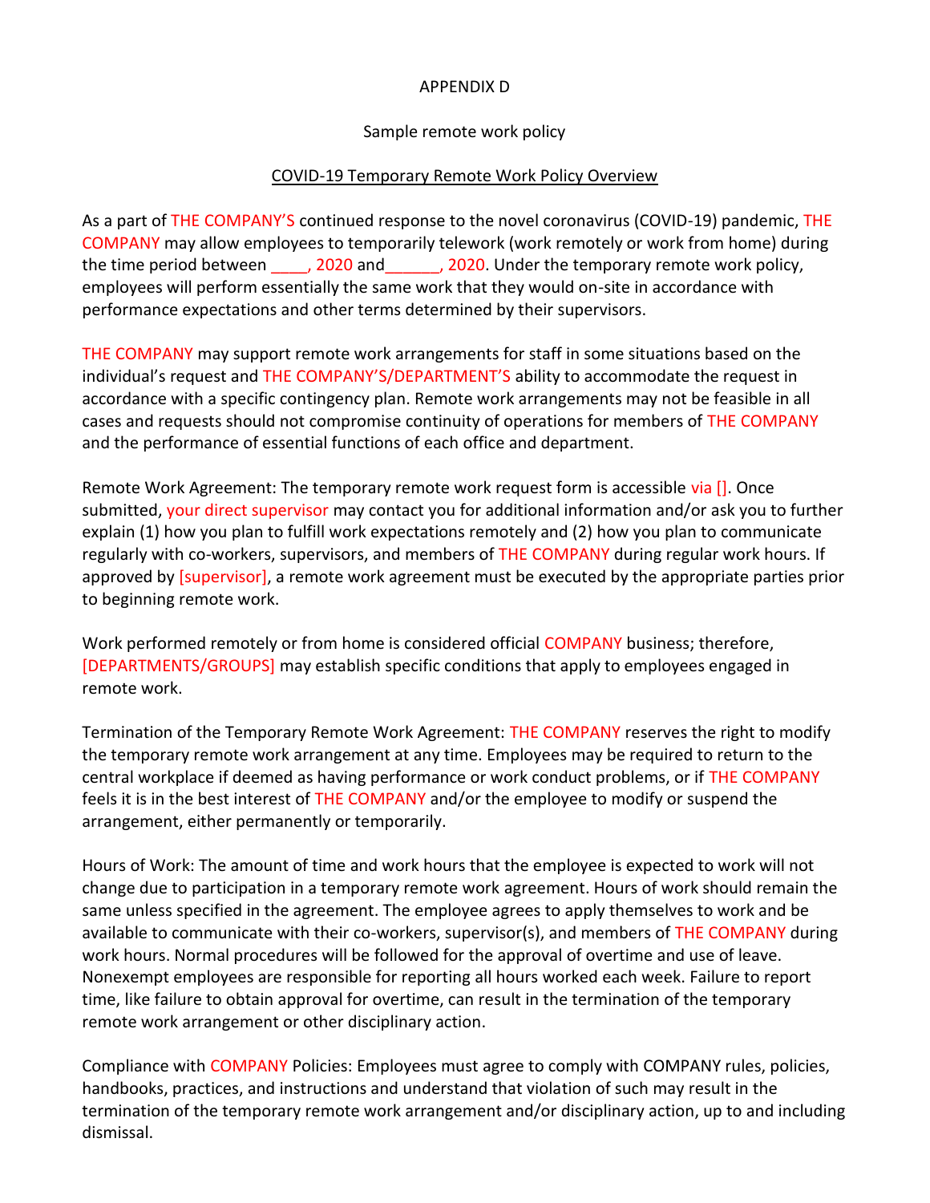APPENDIX D

Sample remote work policy

COVID-19 Temporary Remote Work Policy Overview

As a part of THE COMPANY'S continued response to the novel coronavirus (COVID-19) pandemic, THE COMPANY may allow employees to temporarily telework (work remotely or work from home) during the time period between ____, 2020 and______, 2020. Under the temporary remote work policy, employees will perform essentially the same work that they would on-site in accordance with performance expectations and other terms determined by their supervisors.

THE COMPANY may support remote work arrangements for staff in some situations based on the individual's request and THE COMPANY'S/DEPARTMENT'S ability to accommodate the request in accordance with a specific contingency plan. Remote work arrangements may not be feasible in all cases and requests should not compromise continuity of operations for members of THE COMPANY and the performance of essential functions of each office and department.

Remote Work Agreement: The temporary remote work request form is accessible via []. Once submitted, your direct supervisor may contact you for additional information and/or ask you to further explain (1) how you plan to fulfill work expectations remotely and (2) how you plan to communicate regularly with co-workers, supervisors, and members of THE COMPANY during regular work hours. If approved by [supervisor], a remote work agreement must be executed by the appropriate parties prior to beginning remote work.

Work performed remotely or from home is considered official COMPANY business; therefore, [DEPARTMENTS/GROUPS] may establish specific conditions that apply to employees engaged in remote work.

Termination of the Temporary Remote Work Agreement: THE COMPANY reserves the right to modify the temporary remote work arrangement at any time. Employees may be required to return to the central workplace if deemed as having performance or work conduct problems, or if THE COMPANY feels it is in the best interest of THE COMPANY and/or the employee to modify or suspend the arrangement, either permanently or temporarily.

Hours of Work: The amount of time and work hours that the employee is expected to work will not change due to participation in a temporary remote work agreement. Hours of work should remain the same unless specified in the agreement. The employee agrees to apply themselves to work and be available to communicate with their co-workers, supervisor(s), and members of THE COMPANY during work hours. Normal procedures will be followed for the approval of overtime and use of leave. Nonexempt employees are responsible for reporting all hours worked each week. Failure to report time, like failure to obtain approval for overtime, can result in the termination of the temporary remote work arrangement or other disciplinary action.

Compliance with COMPANY Policies: Employees must agree to comply with COMPANY rules, policies, handbooks, practices, and instructions and understand that violation of such may result in the termination of the temporary remote work arrangement and/or disciplinary action, up to and including dismissal.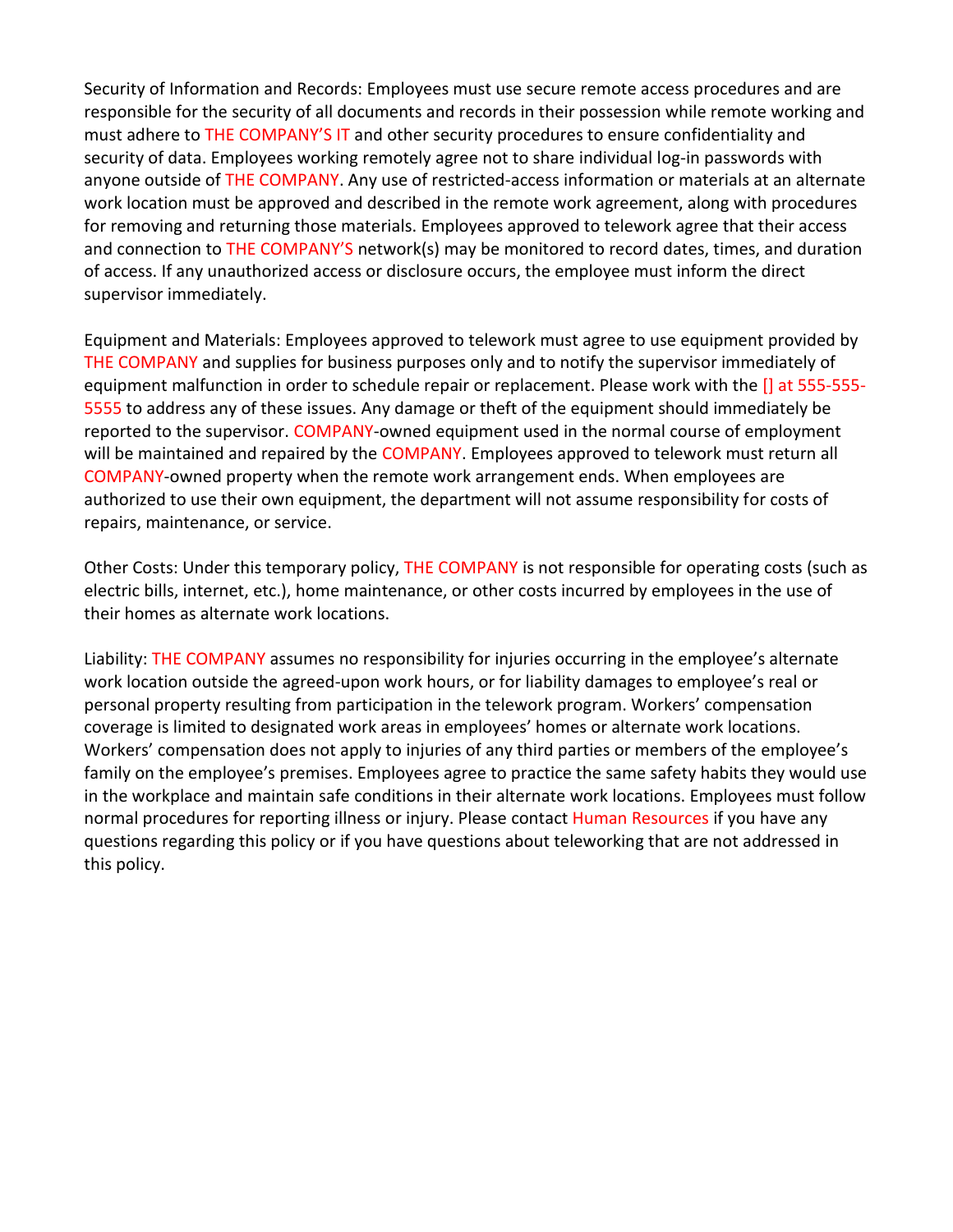Security of Information and Records: Employees must use secure remote access procedures and are responsible for the security of all documents and records in their possession while remote working and must adhere to THE COMPANY'S IT and other security procedures to ensure confidentiality and security of data. Employees working remotely agree not to share individual log-in passwords with anyone outside of THE COMPANY. Any use of restricted-access information or materials at an alternate work location must be approved and described in the remote work agreement, along with procedures for removing and returning those materials. Employees approved to telework agree that their access and connection to THE COMPANY'S network(s) may be monitored to record dates, times, and duration of access. If any unauthorized access or disclosure occurs, the employee must inform the direct supervisor immediately.

Equipment and Materials: Employees approved to telework must agree to use equipment provided by THE COMPANY and supplies for business purposes only and to notify the supervisor immediately of equipment malfunction in order to schedule repair or replacement. Please work with the [] at 555-555-5555 to address any of these issues. Any damage or theft of the equipment should immediately be reported to the supervisor. COMPANY-owned equipment used in the normal course of employment will be maintained and repaired by the COMPANY. Employees approved to telework must return all COMPANY-owned property when the remote work arrangement ends. When employees are authorized to use their own equipment, the department will not assume responsibility for costs of repairs, maintenance, or service.

Other Costs: Under this temporary policy, THE COMPANY is not responsible for operating costs (such as electric bills, internet, etc.), home maintenance, or other costs incurred by employees in the use of their homes as alternate work locations.

Liability: THE COMPANY assumes no responsibility for injuries occurring in the employee's alternate work location outside the agreed-upon work hours, or for liability damages to employee's real or personal property resulting from participation in the telework program. Workers' compensation coverage is limited to designated work areas in employees' homes or alternate work locations. Workers' compensation does not apply to injuries of any third parties or members of the employee's family on the employee's premises. Employees agree to practice the same safety habits they would use in the workplace and maintain safe conditions in their alternate work locations. Employees must follow normal procedures for reporting illness or injury. Please contact Human Resources if you have any questions regarding this policy or if you have questions about teleworking that are not addressed in this policy.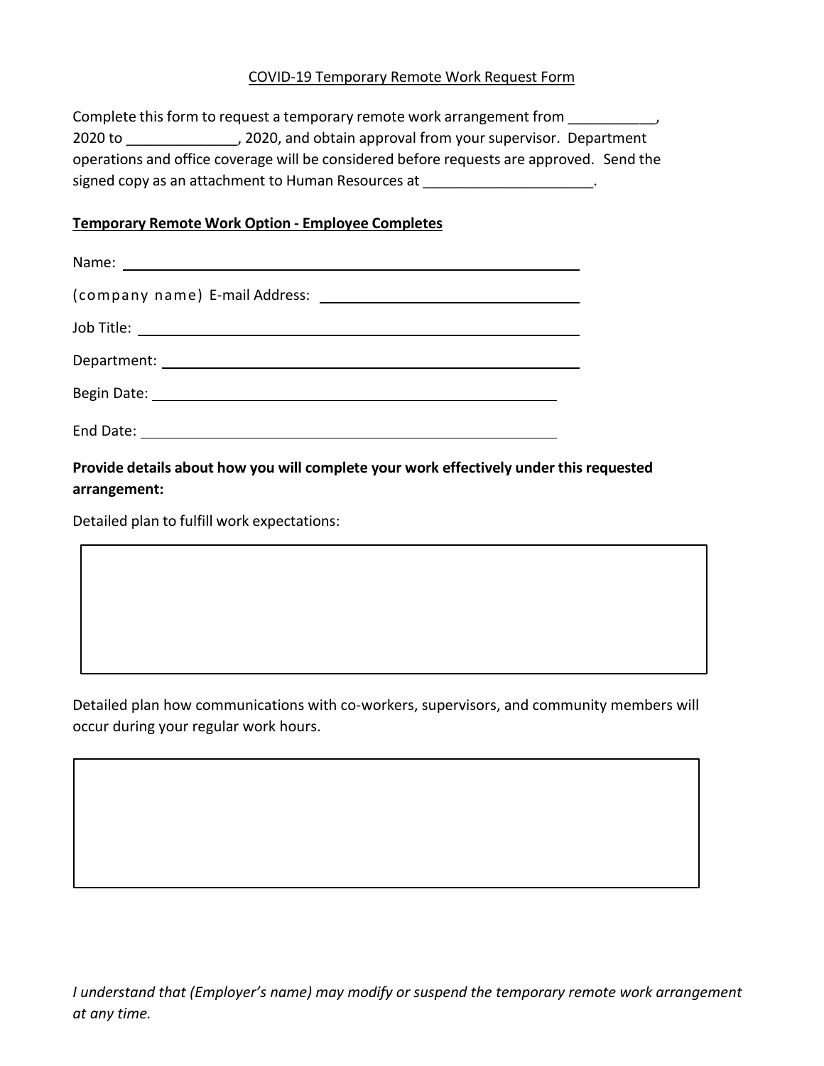COVID-19 Temporary Remote Work Request Form

Complete this form to request a temporary remote work arrangement from ___________, 2020 to ______________, 2020, and obtain approval from your supervisor. Department operations and office coverage will be considered before requests are approved. Send the signed copy as an attachment to Human Resources at ______________________.

**Temporary Remote Work Option - Employee Completes**

Name: ______________________________________________

(company name) E-mail Address: ______________________________

Job Title: ___________________________________________

Department: _________________________________________

Begin Date: _________________________________________

End Date: ___________________________________________

**Provide details about how you will complete your work effectively under this requested arrangement:**

Detailed plan to fulfill work expectations:

| |
|---|
| |

Detailed plan how communications with co-workers, supervisors, and community members will occur during your regular work hours.

| |
|---|
| |

*I understand that (Employer's name) may modify or suspend the temporary remote work arrangement at any time.*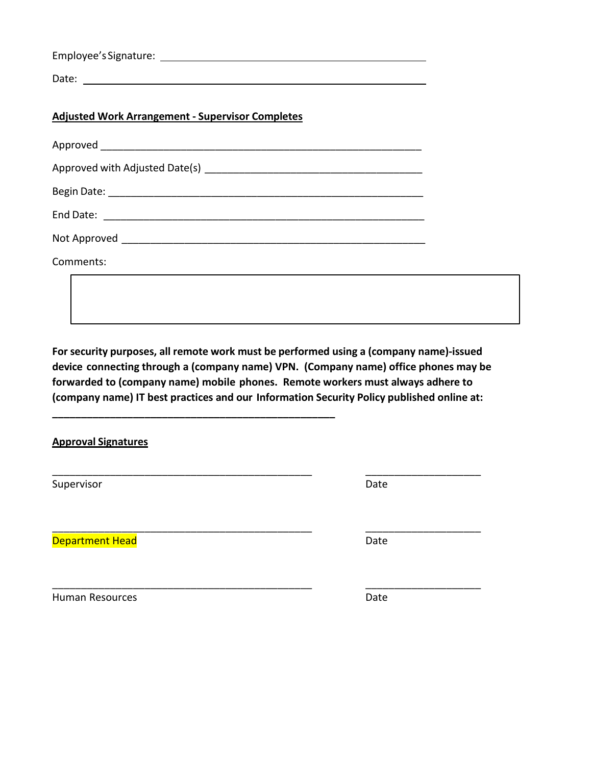Employee's Signature: ______________________________________________

Date: ______________________________________________

**Adjusted Work Arrangement - Supervisor Completes**

Approved ______________________________________________

Approved with Adjusted Date(s) ______________________________________________

Begin Date: ______________________________________________

End Date: ______________________________________________

Not Approved ______________________________________________

Comments:

| |
|---|
| |

**For security purposes, all remote work must be performed using a (company name)-issued device connecting through a (company name) VPN. (Company name) office phones may be forwarded to (company name) mobile phones. Remote workers must always adhere to (company name) IT best practices and our Information Security Policy published online at:**

**______________________________________________**

**Approval Signatures**

______________________________________________ ____________________

Supervisor Date

______________________________________________ ____________________

Department Head Date

______________________________________________ ____________________

Human Resources Date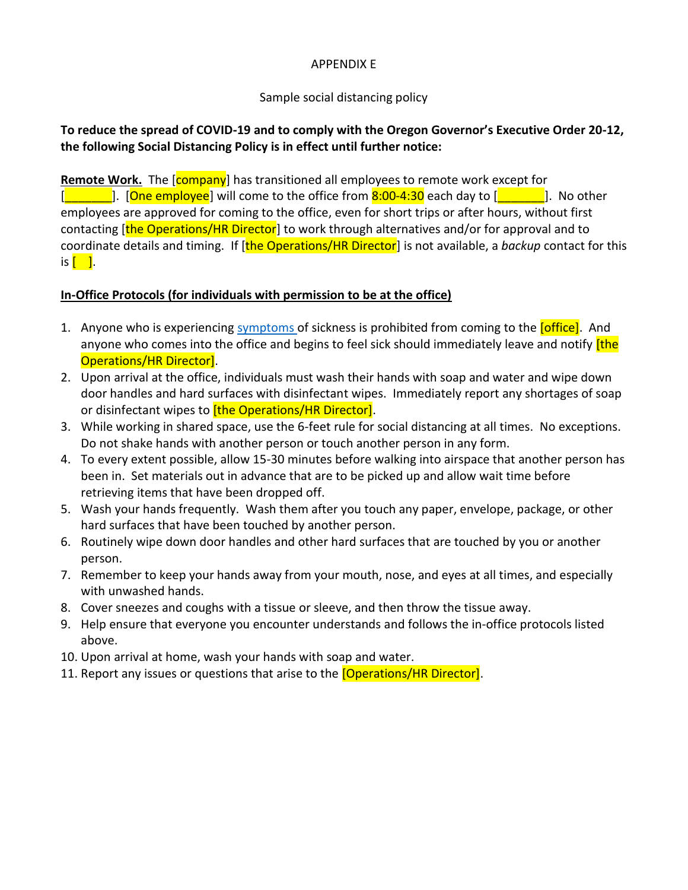APPENDIX E

Sample social distancing policy

**To reduce the spread of COVID-19 and to comply with the Oregon Governor's Executive Order 20-12, the following Social Distancing Policy is in effect until further notice:**

**Remote Work.** The [company] has transitioned all employees to remote work except for [_______]. [One employee] will come to the office from 8:00-4:30 each day to [_______]. No other employees are approved for coming to the office, even for short trips or after hours, without first contacting [the Operations/HR Director] to work through alternatives and/or for approval and to coordinate details and timing. If [the Operations/HR Director] is not available, a *backup* contact for this is [ ].

**In-Office Protocols (for individuals with permission to be at the office)**

1. Anyone who is experiencing symptoms of sickness is prohibited from coming to the [office]. And anyone who comes into the office and begins to feel sick should immediately leave and notify [the Operations/HR Director].
2. Upon arrival at the office, individuals must wash their hands with soap and water and wipe down door handles and hard surfaces with disinfectant wipes. Immediately report any shortages of soap or disinfectant wipes to [the Operations/HR Director].
3. While working in shared space, use the 6-feet rule for social distancing at all times. No exceptions. Do not shake hands with another person or touch another person in any form.
4. To every extent possible, allow 15-30 minutes before walking into airspace that another person has been in. Set materials out in advance that are to be picked up and allow wait time before retrieving items that have been dropped off.
5. Wash your hands frequently. Wash them after you touch any paper, envelope, package, or other hard surfaces that have been touched by another person.
6. Routinely wipe down door handles and other hard surfaces that are touched by you or another person.
7. Remember to keep your hands away from your mouth, nose, and eyes at all times, and especially with unwashed hands.
8. Cover sneezes and coughs with a tissue or sleeve, and then throw the tissue away.
9. Help ensure that everyone you encounter understands and follows the in-office protocols listed above.
10. Upon arrival at home, wash your hands with soap and water.
11. Report any issues or questions that arise to the [Operations/HR Director].